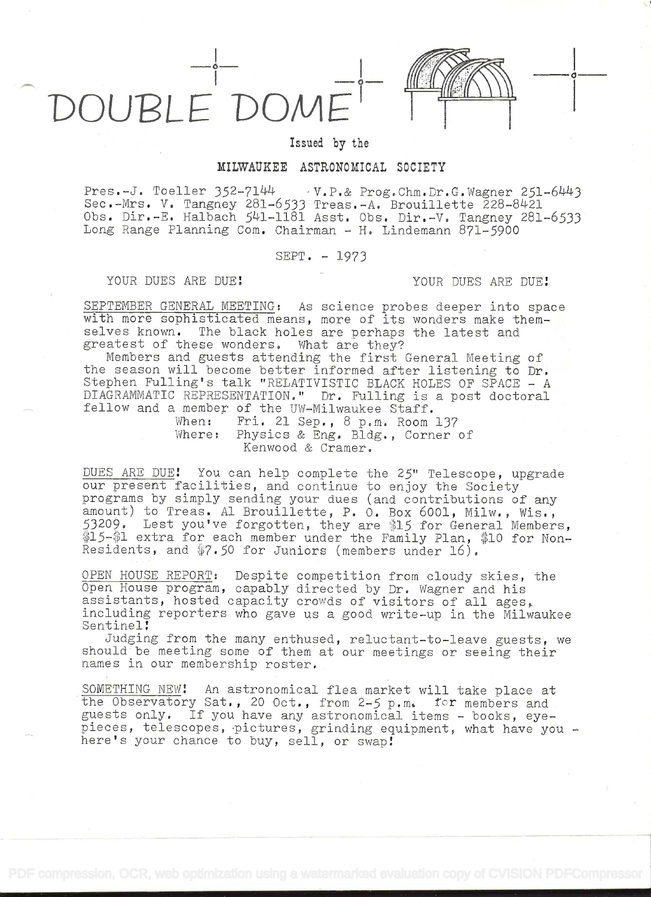# DOUBLE DOME

Issued by the

**MILWAUKEE ASTRONOMICAL SOCIETY**

Pres.-J. Toeller 352-7144  V.P.& Prog.Chm.Dr.G.Wagner 251-6443
Sec.-Mrs. V. Tangney 281-6533 Treas.-A. Brouillette 228-8421
Obs. Dir.-E. Halbach 541-1181 Asst. Obs. Dir.-V. Tangney 281-6533
Long Range Planning Com. Chairman - H. Lindemann 871-5900

SEPT. - 1973

YOUR DUES ARE DUE!  YOUR DUES ARE DUE!

SEPTEMBER GENERAL MEETING: As science probes deeper into space with more sophisticated means, more of its wonders make themselves known. The black holes are perhaps the latest and greatest of these wonders. What are they?

Members and guests attending the first General Meeting of the season will become better informed after listening to Dr. Stephen Fulling's talk "RELATIVISTIC BLACK HOLES OF SPACE - A DIAGRAMMATIC REPRESENTATION." Dr. Fulling is a post doctoral fellow and a member of the UW-Milwaukee Staff.

When: Fri. 21 Sep., 8 p.m. Room 137
Where: Physics & Eng. Bldg., Corner of Kenwood & Cramer.

DUES ARE DUE! You can help complete the 25" Telescope, upgrade our present facilities, and continue to enjoy the Society programs by simply sending your dues (and contributions of any amount) to Treas. Al Brouillette, P. O. Box 6001, Milw., Wis., 53209. Lest you've forgotten, they are $15 for General Members, $15-$1 extra for each member under the Family Plan, $10 for Non-Residents, and $7.50 for Juniors (members under 16).

OPEN HOUSE REPORT: Despite competition from cloudy skies, the Open House program, capably directed by Dr. Wagner and his assistants, hosted capacity crowds of visitors of all ages, including reporters who gave us a good write-up in the Milwaukee Sentinel!

Judging from the many enthused, reluctant-to-leave guests, we should be meeting some of them at our meetings or seeing their names in our membership roster.

SOMETHING NEW! An astronomical flea market will take place at the Observatory Sat., 20 Oct., from 2-5 p.m. for members and guests only. If you have any astronomical items - books, eyepieces, telescopes, pictures, grinding equipment, what have you - here's your chance to buy, sell, or swap!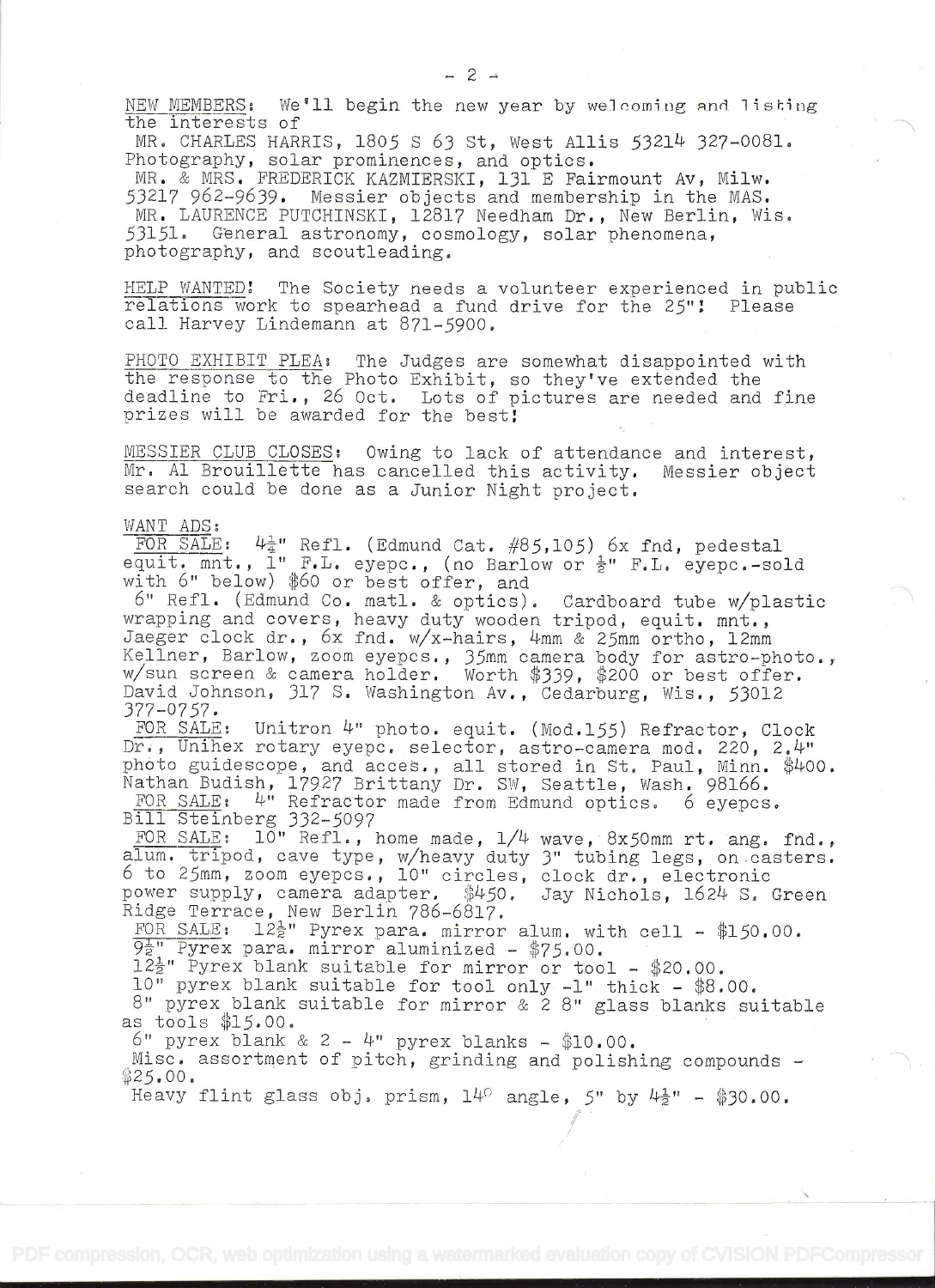NEW MEMBERS: We'll begin the new year by welcoming and listing the interests of

MR. CHARLES HARRIS, 1805 S 63 St, West Allis 53214 327-0081. Photography, solar prominences, and optics.

MR. & MRS. FREDERICK KAZMIERSKI, 131 E Fairmount Av, Milw. 53217 962-9639. Messier objects and membership in the MAS.

MR. LAURENCE PUTCHINSKI, 12817 Needham Dr., New Berlin, Wis. 53151. General astronomy, cosmology, solar phenomena, photography, and scoutleading.

HELP WANTED! The Society needs a volunteer experienced in public relations work to spearhead a fund drive for the 25"! Please call Harvey Lindemann at 871-5900.

PHOTO EXHIBIT PLEA: The Judges are somewhat disappointed with the response to the Photo Exhibit, so they've extended the deadline to Fri., 26 Oct. Lots of pictures are needed and fine prizes will be awarded for the best!

MESSIER CLUB CLOSES: Owing to lack of attendance and interest, Mr. Al Brouillette has cancelled this activity. Messier object search could be done as a Junior Night project.

WANT ADS:

FOR SALE: 4½" Refl. (Edmund Cat. #85,105) 6x fnd, pedestal equit. mnt., 1" F.L. eyepc., (no Barlow or ½" F.L. eyepc.-sold with 6" below) $60 or best offer, and

6" Refl. (Edmund Co. matl. & optics). Cardboard tube w/plastic wrapping and covers, heavy duty wooden tripod, equit. mnt., Jaeger clock dr., 6x fnd. w/x-hairs, 4mm & 25mm ortho, 12mm Kellner, Barlow, zoom eyepcs., 35mm camera body for astro-photo., w/sun screen & camera holder. Worth $339, $200 or best offer. David Johnson, 317 S. Washington Av., Cedarburg, Wis., 53012 377-0757.

FOR SALE: Unitron 4" photo. equit. (Mod.155) Refractor, Clock Dr., Unihex rotary eyepc. selector, astro-camera mod. 220, 2.4" photo guidescope, and acces., all stored in St. Paul, Minn. $400. Nathan Budish, 17927 Brittany Dr. SW, Seattle, Wash. 98166.

FOR SALE: 4" Refractor made from Edmund optics. 6 eyepcs. Bill Steinberg 332-5097

FOR SALE: 10" Refl., home made, 1/4 wave, 8x50mm rt. ang. fnd., alum. tripod, cave type, w/heavy duty 3" tubing legs, on casters. 6 to 25mm, zoom eyepcs., 10" circles, clock dr., electronic power supply, camera adapter. $450. Jay Nichols, 1624 S. Green Ridge Terrace, New Berlin 786-6817.

FOR SALE: 12½" Pyrex para. mirror alum. with cell - $150.00.
9½" Pyrex para. mirror aluminized - $75.00.
12½" Pyrex blank suitable for mirror or tool - $20.00.
10" pyrex blank suitable for tool only -1" thick - $8.00.
8" pyrex blank suitable for mirror & 2 8" glass blanks suitable as tools $15.00.
6" pyrex blank & 2 - 4" pyrex blanks - $10.00.
Misc. assortment of pitch, grinding and polishing compounds - $25.00.
Heavy flint glass obj. prism, 14° angle, 5" by 4½" - $30.00.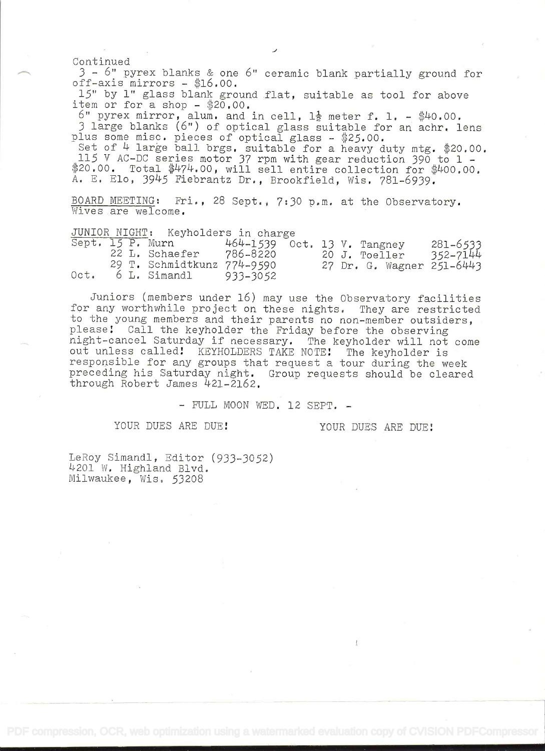Continued

3 - 6" pyrex blanks & one 6" ceramic blank partially ground for off-axis mirrors - $16.00.

15" by 1" glass blank ground flat, suitable as tool for above item or for a shop - $20.00.

6" pyrex mirror, alum. and in cell, 1½ meter f. l. - $40.00.

3 large blanks (6") of optical glass suitable for an achr. lens plus some misc. pieces of optical glass - $25.00.

Set of 4 large ball brgs. suitable for a heavy duty mtg. $20.00.

115 V AC-DC series motor 37 rpm with gear reduction 390 to 1 - $20.00. Total $474.00, will sell entire collection for $400.00. A. E. Elo, 3945 Fiebrantz Dr., Brookfield, Wis. 781-6939.

BOARD MEETING: Fri., 28 Sept., 7:30 p.m. at the Observatory. Wives are welcome.

JUNIOR NIGHT: Keyholders in charge

| | | | | | |
|---|---|---|---|---|---|
| Sept. 15 | P. Murn | 464-1539 | Oct. 13 | V. Tangney | 281-6533 |
| 22 | L. Schaefer | 786-8220 | 20 | J. Toeller | 352-7144 |
| 29 | T. Schmidtkunz | 774-9590 | 27 | Dr. G. Wagner | 251-6443 |
| Oct. 6 | L. Simandl | 933-3052 | | | |

Juniors (members under 16) may use the Observatory facilities for any worthwhile project on these nights. They are restricted to the young members and their parents no non-member outsiders, please! Call the keyholder the Friday before the observing night-cancel Saturday if necessary. The keyholder will not come out unless called! KEYHOLDERS TAKE NOTE! The keyholder is responsible for any groups that request a tour during the week preceding his Saturday night. Group requests should be cleared through Robert James 421-2162.

- FULL MOON WED. 12 SEPT. -

YOUR DUES ARE DUE! YOUR DUES ARE DUE!

LeRoy Simandl, Editor (933-3052)
4201 W. Highland Blvd.
Milwaukee, Wis. 53208